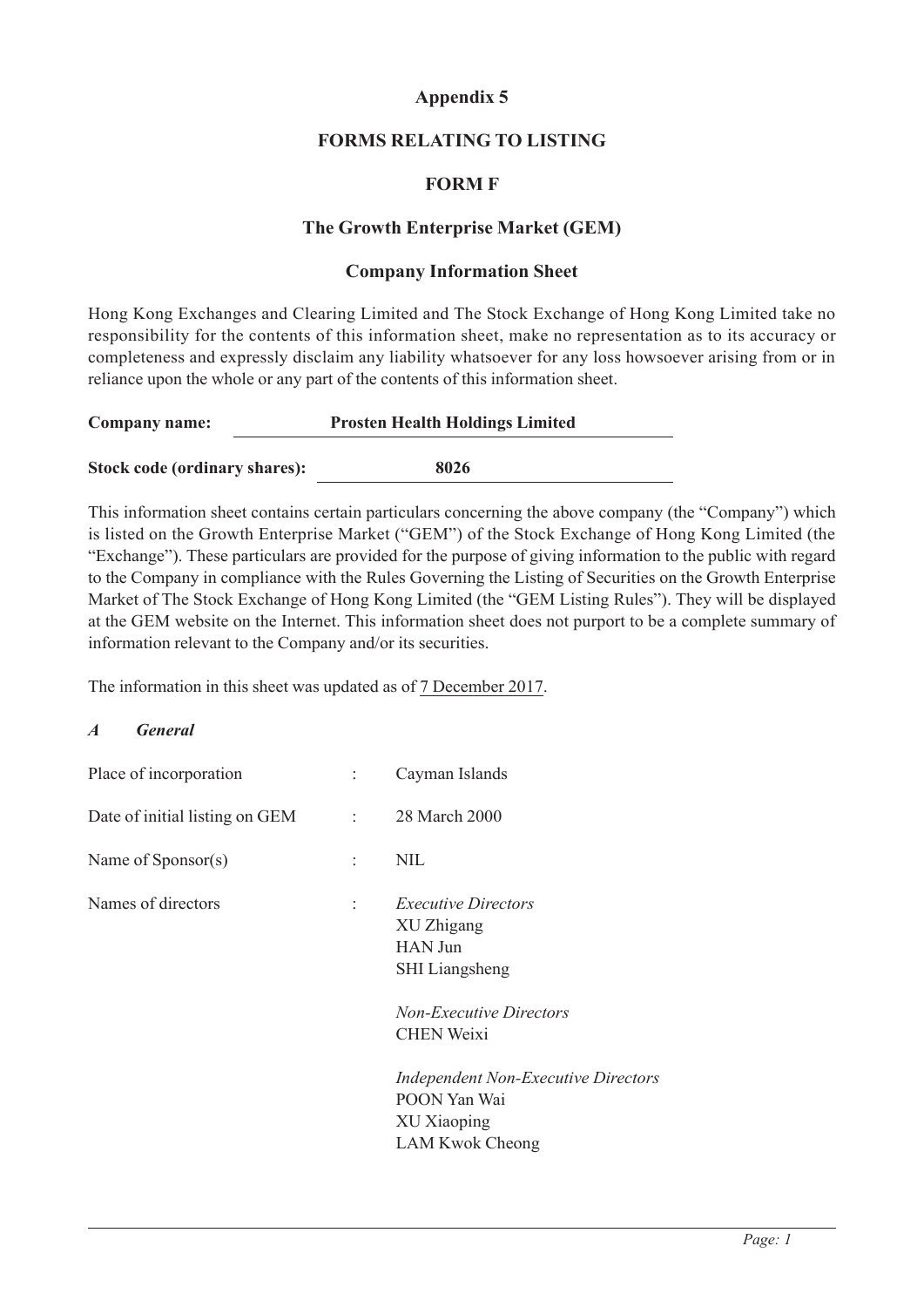# Appendix 5

## FORMS RELATING TO LISTING

## FORM F

## The Growth Enterprise Market (GEM)

## Company Information Sheet

Hong Kong Exchanges and Clearing Limited and The Stock Exchange of Hong Kong Limited take no responsibility for the contents of this information sheet, make no representation as to its accuracy or completeness and expressly disclaim any liability whatsoever for any loss howsoever arising from or in reliance upon the whole or any part of the contents of this information sheet.

**Company name:** **Prosten Health Holdings Limited**

**Stock code (ordinary shares):** **8026**

This information sheet contains certain particulars concerning the above company (the "Company") which is listed on the Growth Enterprise Market ("GEM") of the Stock Exchange of Hong Kong Limited (the "Exchange"). These particulars are provided for the purpose of giving information to the public with regard to the Company in compliance with the Rules Governing the Listing of Securities on the Growth Enterprise Market of The Stock Exchange of Hong Kong Limited (the "GEM Listing Rules"). They will be displayed at the GEM website on the Internet. This information sheet does not purport to be a complete summary of information relevant to the Company and/or its securities.

The information in this sheet was updated as of 7 December 2017.

### *A General*

Place of incorporation : Cayman Islands

Date of initial listing on GEM : 28 March 2000

Name of Sponsor(s) : NIL

Names of directors :

*Executive Directors*
XU Zhigang
HAN Jun
SHI Liangsheng

*Non-Executive Directors*
CHEN Weixi

*Independent Non-Executive Directors*
POON Yan Wai
XU Xiaoping
LAM Kwok Cheong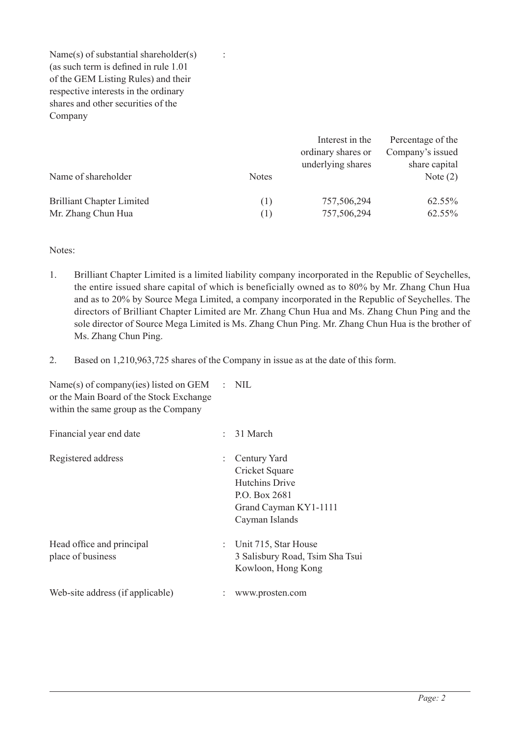Name(s) of substantial shareholder(s) (as such term is defined in rule 1.01 of the GEM Listing Rules) and their respective interests in the ordinary shares and other securities of the Company :

| Name of shareholder | Notes | Interest in the ordinary shares or underlying shares | Percentage of the Company's issued share capital Note (2) |
|---|---|---|---|
| Brilliant Chapter Limited | (1) | 757,506,294 | 62.55% |
| Mr. Zhang Chun Hua | (1) | 757,506,294 | 62.55% |

Notes:

1. Brilliant Chapter Limited is a limited liability company incorporated in the Republic of Seychelles, the entire issued share capital of which is beneficially owned as to 80% by Mr. Zhang Chun Hua and as to 20% by Source Mega Limited, a company incorporated in the Republic of Seychelles. The directors of Brilliant Chapter Limited are Mr. Zhang Chun Hua and Ms. Zhang Chun Ping and the sole director of Source Mega Limited is Ms. Zhang Chun Ping. Mr. Zhang Chun Hua is the brother of Ms. Zhang Chun Ping.

2. Based on 1,210,963,725 shares of the Company in issue as at the date of this form.

Name(s) of company(ies) listed on GEM or the Main Board of the Stock Exchange within the same group as the Company : NIL

Financial year end date : 31 March

Registered address : Century Yard
Cricket Square
Hutchins Drive
P.O. Box 2681
Grand Cayman KY1-1111
Cayman Islands

Head office and principal place of business : Unit 715, Star House
3 Salisbury Road, Tsim Sha Tsui
Kowloon, Hong Kong

Web-site address (if applicable) : www.prosten.com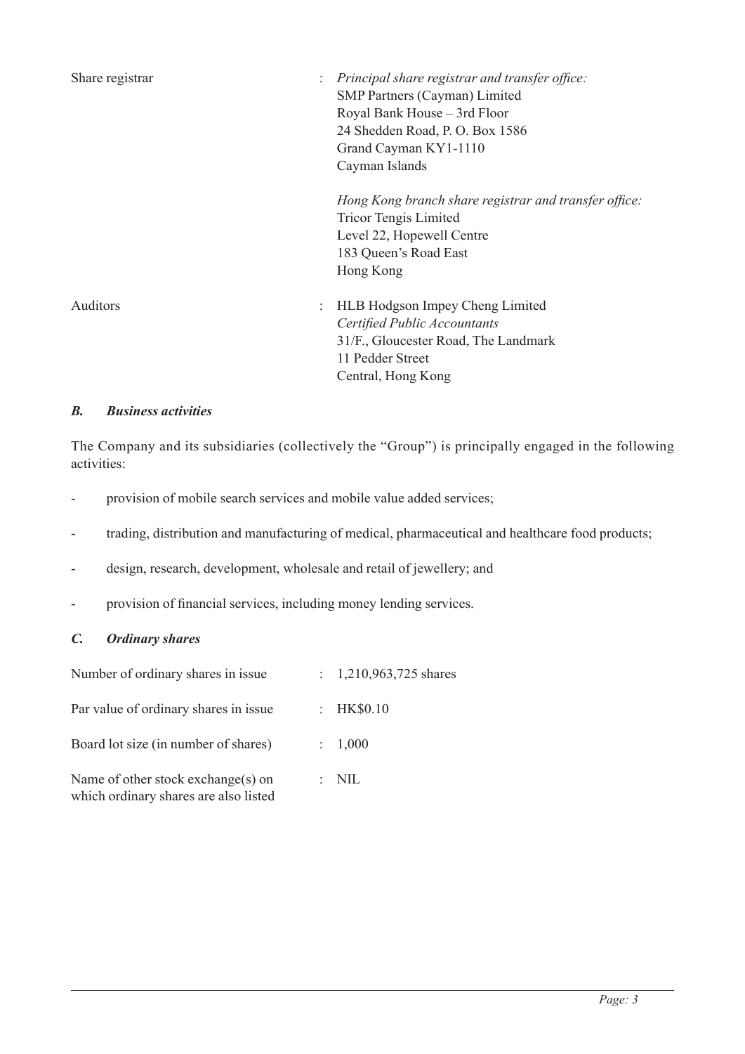| | | |
|---|---|---|
| Share registrar | : | *Principal share registrar and transfer office:*<br>SMP Partners (Cayman) Limited<br>Royal Bank House – 3rd Floor<br>24 Shedden Road, P. O. Box 1586<br>Grand Cayman KY1-1110<br>Cayman Islands<br><br>*Hong Kong branch share registrar and transfer office:*<br>Tricor Tengis Limited<br>Level 22, Hopewell Centre<br>183 Queen's Road East<br>Hong Kong |
| Auditors | : | HLB Hodgson Impey Cheng Limited<br>*Certified Public Accountants*<br>31/F., Gloucester Road, The Landmark<br>11 Pedder Street<br>Central, Hong Kong |

### *B. Business activities*

The Company and its subsidiaries (collectively the "Group") is principally engaged in the following activities:

- provision of mobile search services and mobile value added services;
- trading, distribution and manufacturing of medical, pharmaceutical and healthcare food products;
- design, research, development, wholesale and retail of jewellery; and
- provision of financial services, including money lending services.

### *C. Ordinary shares*

| | | |
|---|---|---|
| Number of ordinary shares in issue | : | 1,210,963,725 shares |
| Par value of ordinary shares in issue | : | HK$0.10 |
| Board lot size (in number of shares) | : | 1,000 |
| Name of other stock exchange(s) on which ordinary shares are also listed | : | NIL |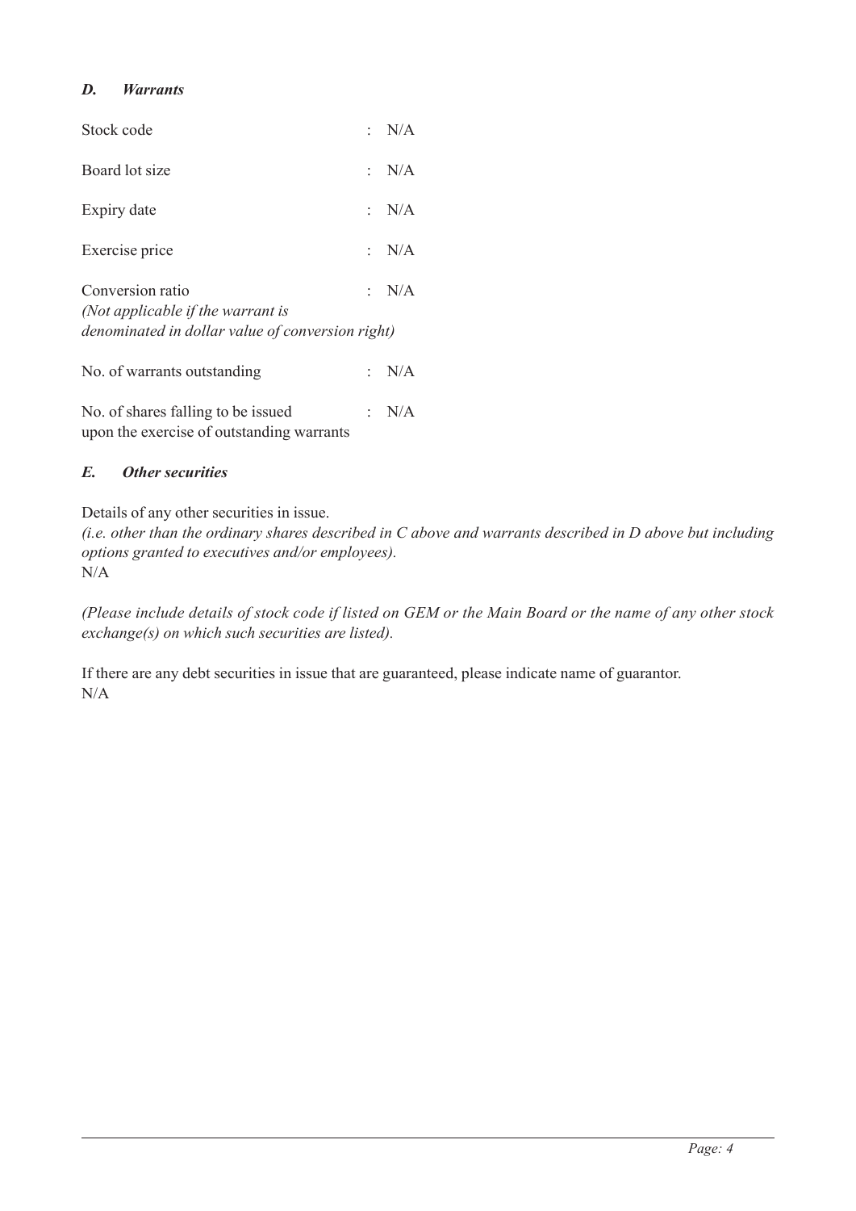### *D. Warrants*

| | | |
|---|---|---|
| Stock code | : | N/A |
| Board lot size | : | N/A |
| Expiry date | : | N/A |
| Exercise price | : | N/A |
| Conversion ratio *(Not applicable if the warrant is denominated in dollar value of conversion right)* | : | N/A |
| No. of warrants outstanding | : | N/A |
| No. of shares falling to be issued upon the exercise of outstanding warrants | : | N/A |

### *E. Other securities*

Details of any other securities in issue.
*(i.e. other than the ordinary shares described in C above and warrants described in D above but including options granted to executives and/or employees).*
N/A

*(Please include details of stock code if listed on GEM or the Main Board or the name of any other stock exchange(s) on which such securities are listed).*

If there are any debt securities in issue that are guaranteed, please indicate name of guarantor.
N/A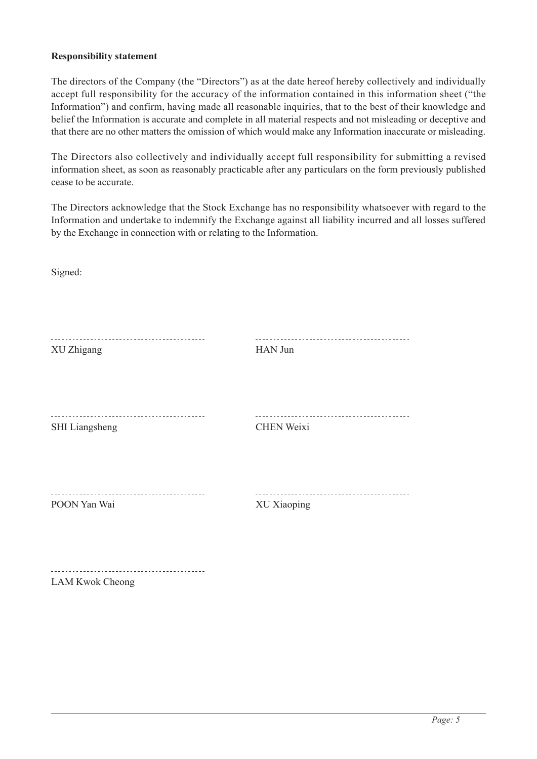**Responsibility statement**

The directors of the Company (the "Directors") as at the date hereof hereby collectively and individually accept full responsibility for the accuracy of the information contained in this information sheet ("the Information") and confirm, having made all reasonable inquiries, that to the best of their knowledge and belief the Information is accurate and complete in all material respects and not misleading or deceptive and that there are no other matters the omission of which would make any Information inaccurate or misleading.

The Directors also collectively and individually accept full responsibility for submitting a revised information sheet, as soon as reasonably practicable after any particulars on the form previously published cease to be accurate.

The Directors acknowledge that the Stock Exchange has no responsibility whatsoever with regard to the Information and undertake to indemnify the Exchange against all liability incurred and all losses suffered by the Exchange in connection with or relating to the Information.

Signed:

| | |
|---|---|
| ............................................ | ............................................ |
| XU Zhigang | HAN Jun |
| ............................................ | ............................................ |
| SHI Liangsheng | CHEN Weixi |
| ............................................ | ............................................ |
| POON Yan Wai | XU Xiaoping |
| ............................................ | |
| LAM Kwok Cheong | |